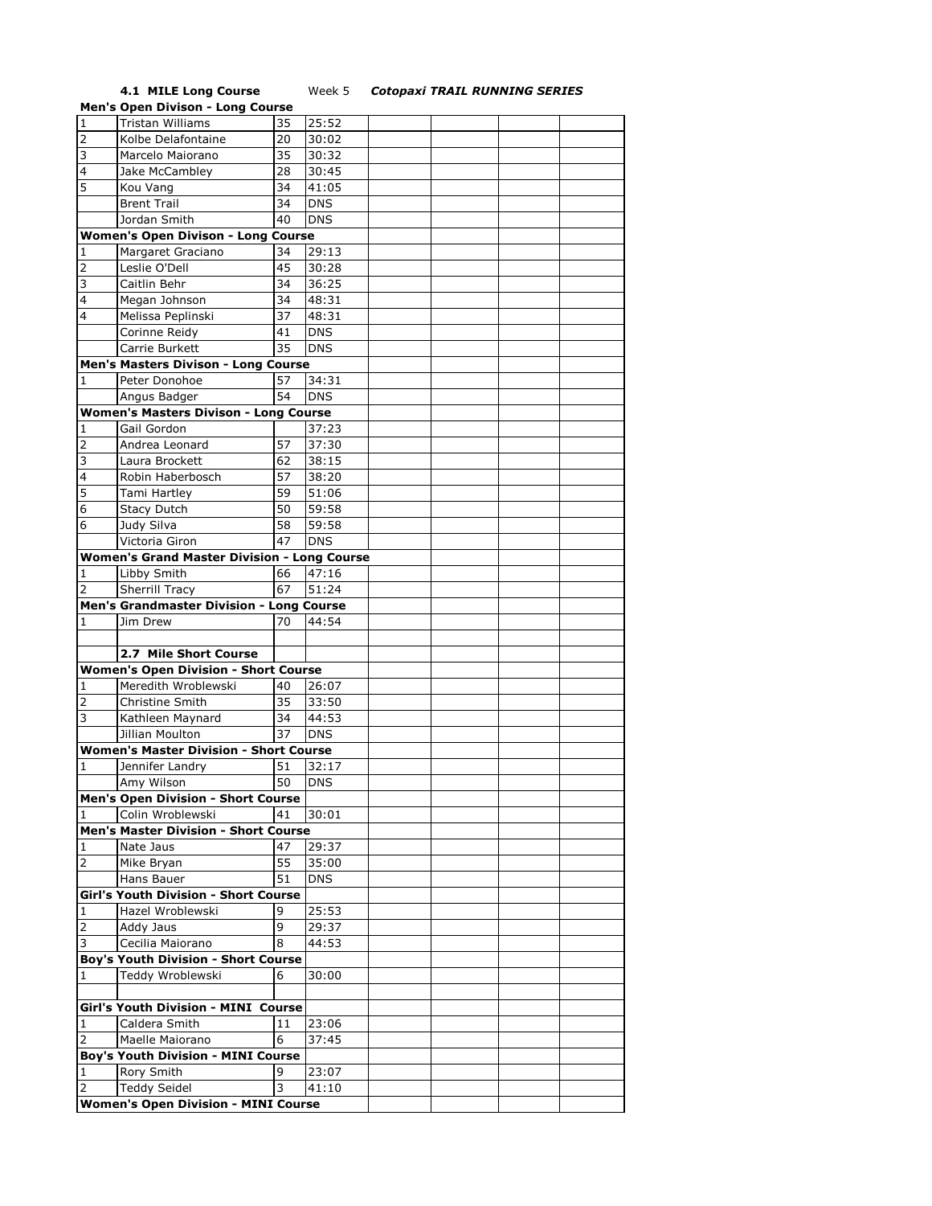**4.1 MILE Long Course** Week 5 ***Cotopaxi TRAIL RUNNING SERIES***

| | | | | | | | |
|---|---|---|---|---|---|---|---|
| **Men's Open Divison - Long Course** | | | | | | | |
| 1 | Tristan Williams | 35 | 25:52 | | | | |
| 2 | Kolbe Delafontaine | 20 | 30:02 | | | | |
| 3 | Marcelo Maiorano | 35 | 30:32 | | | | |
| 4 | Jake McCambley | 28 | 30:45 | | | | |
| 5 | Kou Vang | 34 | 41:05 | | | | |
| | Brent Trail | 34 | DNS | | | | |
| | Jordan Smith | 40 | DNS | | | | |
| **Women's Open Divison - Long Course** | | | | | | | |
| 1 | Margaret Graciano | 34 | 29:13 | | | | |
| 2 | Leslie O'Dell | 45 | 30:28 | | | | |
| 3 | Caitlin Behr | 34 | 36:25 | | | | |
| 4 | Megan Johnson | 34 | 48:31 | | | | |
| 4 | Melissa Peplinski | 37 | 48:31 | | | | |
| | Corinne Reidy | 41 | DNS | | | | |
| | Carrie Burkett | 35 | DNS | | | | |
| **Men's Masters Divison - Long Course** | | | | | | | |
| 1 | Peter Donohoe | 57 | 34:31 | | | | |
| | Angus Badger | 54 | DNS | | | | |
| **Women's Masters Divison - Long Course** | | | | | | | |
| 1 | Gail Gordon | | 37:23 | | | | |
| 2 | Andrea Leonard | 57 | 37:30 | | | | |
| 3 | Laura Brockett | 62 | 38:15 | | | | |
| 4 | Robin Haberbosch | 57 | 38:20 | | | | |
| 5 | Tami Hartley | 59 | 51:06 | | | | |
| 6 | Stacy Dutch | 50 | 59:58 | | | | |
| 6 | Judy Silva | 58 | 59:58 | | | | |
| | Victoria Giron | 47 | DNS | | | | |
| **Women's Grand Master Division - Long Course** | | | | | | | |
| 1 | Libby Smith | 66 | 47:16 | | | | |
| 2 | Sherrill Tracy | 67 | 51:24 | | | | |
| **Men's Grandmaster Division - Long Course** | | | | | | | |
| 1 | Jim Drew | 70 | 44:54 | | | | |
| | | | | | | | |
| | **2.7 Mile Short Course** | | | | | | |
| **Women's Open Division - Short Course** | | | | | | | |
| 1 | Meredith Wroblewski | 40 | 26:07 | | | | |
| 2 | Christine Smith | 35 | 33:50 | | | | |
| 3 | Kathleen Maynard | 34 | 44:53 | | | | |
| | Jillian Moulton | 37 | DNS | | | | |
| **Women's Master Division - Short Course** | | | | | | | |
| 1 | Jennifer Landry | 51 | 32:17 | | | | |
| | Amy Wilson | 50 | DNS | | | | |
| **Men's Open Division - Short Course** | | | | | | | |
| 1 | Colin Wroblewski | 41 | 30:01 | | | | |
| **Men's Master Division - Short Course** | | | | | | | |
| 1 | Nate Jaus | 47 | 29:37 | | | | |
| 2 | Mike Bryan | 55 | 35:00 | | | | |
| | Hans Bauer | 51 | DNS | | | | |
| **Girl's Youth Division - Short Course** | | | | | | | |
| 1 | Hazel Wroblewski | 9 | 25:53 | | | | |
| 2 | Addy Jaus | 9 | 29:37 | | | | |
| 3 | Cecilia Maiorano | 8 | 44:53 | | | | |
| **Boy's Youth Division - Short Course** | | | | | | | |
| 1 | Teddy Wroblewski | 6 | 30:00 | | | | |
| | | | | | | | |
| **Girl's Youth Division - MINI Course** | | | | | | | |
| 1 | Caldera Smith | 11 | 23:06 | | | | |
| 2 | Maelle Maiorano | 6 | 37:45 | | | | |
| **Boy's Youth Division - MINI Course** | | | | | | | |
| 1 | Rory Smith | 9 | 23:07 | | | | |
| 2 | Teddy Seidel | 3 | 41:10 | | | | |
| **Women's Open Division - MINI Course** | | | | | | | |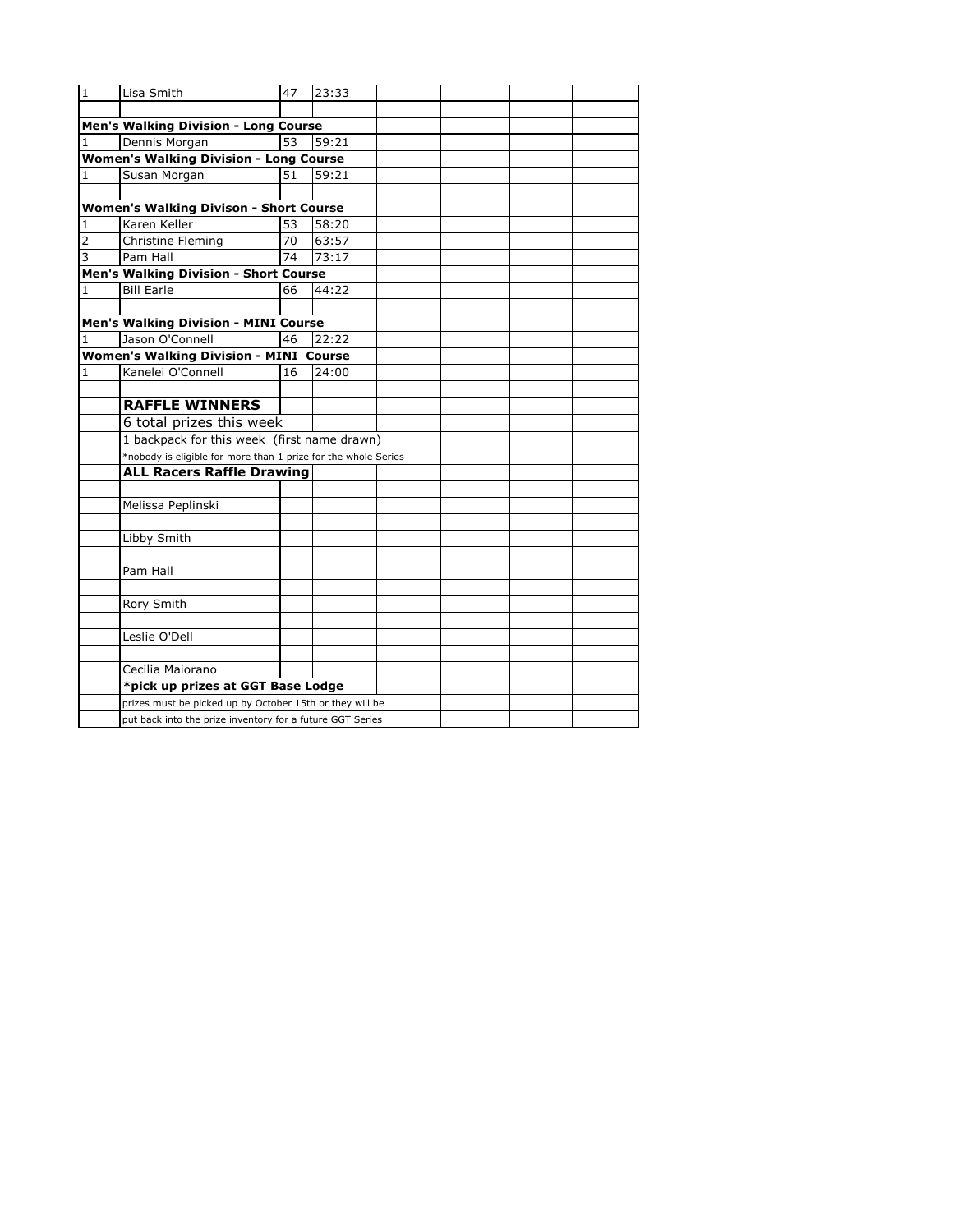| | | | | | | | |
|---|---|---|---|---|---|---|---|
| 1 | Lisa Smith | 47 | 23:33 | | | | |
| | | | | | | | |
| **Men's Walking Division - Long Course** | | | | | | | |
| 1 | Dennis Morgan | 53 | 59:21 | | | | |
| **Women's Walking Division - Long Course** | | | | | | | |
| 1 | Susan Morgan | 51 | 59:21 | | | | |
| | | | | | | | |
| **Women's Walking Divison - Short Course** | | | | | | | |
| 1 | Karen Keller | 53 | 58:20 | | | | |
| 2 | Christine Fleming | 70 | 63:57 | | | | |
| 3 | Pam Hall | 74 | 73:17 | | | | |
| **Men's Walking Division - Short Course** | | | | | | | |
| 1 | Bill Earle | 66 | 44:22 | | | | |
| | | | | | | | |
| **Men's Walking Division - MINI Course** | | | | | | | |
| 1 | Jason O'Connell | 46 | 22:22 | | | | |
| **Women's Walking Division - MINI Course** | | | | | | | |
| 1 | Kanelei O'Connell | 16 | 24:00 | | | | |
| | | | | | | | |
| | **RAFFLE WINNERS** | | | | | | |
| | 6 total prizes this week | | | | | | |
| | 1 backpack for this week (first name drawn) | | | | | | |
| | *nobody is eligible for more than 1 prize for the whole Series | | | | | | |
| | **ALL Racers Raffle Drawing** | | | | | | |
| | | | | | | | |
| | Melissa Peplinski | | | | | | |
| | | | | | | | |
| | Libby Smith | | | | | | |
| | | | | | | | |
| | Pam Hall | | | | | | |
| | | | | | | | |
| | Rory Smith | | | | | | |
| | | | | | | | |
| | Leslie O'Dell | | | | | | |
| | | | | | | | |
| | Cecilia Maiorano | | | | | | |
| | **\*pick up prizes at GGT Base Lodge** | | | | | | |
| | prizes must be picked up by October 15th or they will be | | | | | | |
| | put back into the prize inventory for a future GGT Series | | | | | | |